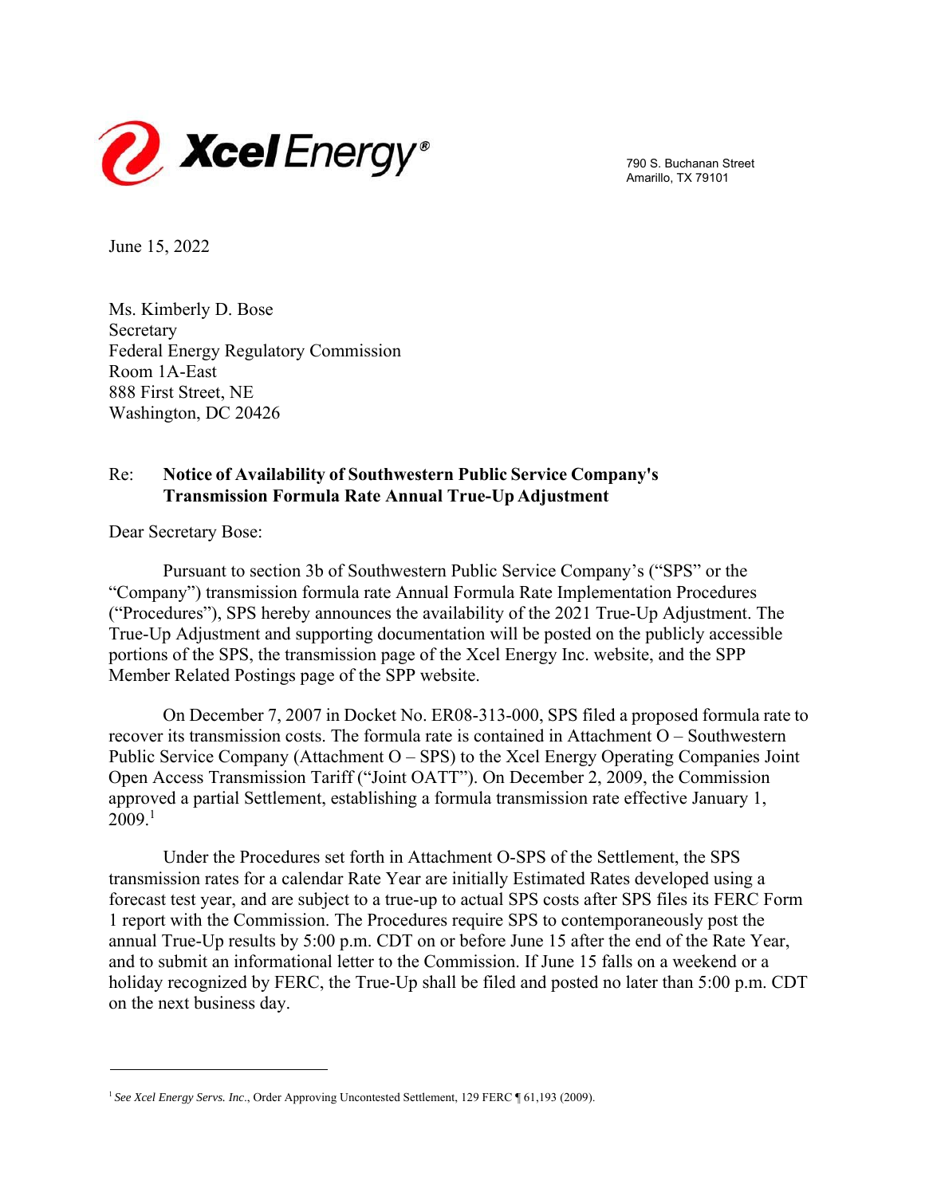**Xcel Energy®**

790 S. Buchanan Street
Amarillo, TX 79101

June 15, 2022

Ms. Kimberly D. Bose
Secretary
Federal Energy Regulatory Commission
Room 1A-East
888 First Street, NE
Washington, DC 20426

Re: **Notice of Availability of Southwestern Public Service Company's Transmission Formula Rate Annual True-Up Adjustment**

Dear Secretary Bose:

Pursuant to section 3b of Southwestern Public Service Company's ("SPS" or the "Company") transmission formula rate Annual Formula Rate Implementation Procedures ("Procedures"), SPS hereby announces the availability of the 2021 True-Up Adjustment. The True-Up Adjustment and supporting documentation will be posted on the publicly accessible portions of the SPS, the transmission page of the Xcel Energy Inc. website, and the SPP Member Related Postings page of the SPP website.

On December 7, 2007 in Docket No. ER08-313-000, SPS filed a proposed formula rate to recover its transmission costs. The formula rate is contained in Attachment O – Southwestern Public Service Company (Attachment O – SPS) to the Xcel Energy Operating Companies Joint Open Access Transmission Tariff ("Joint OATT"). On December 2, 2009, the Commission approved a partial Settlement, establishing a formula transmission rate effective January 1, 2009.[1]

Under the Procedures set forth in Attachment O-SPS of the Settlement, the SPS transmission rates for a calendar Rate Year are initially Estimated Rates developed using a forecast test year, and are subject to a true-up to actual SPS costs after SPS files its FERC Form 1 report with the Commission. The Procedures require SPS to contemporaneously post the annual True-Up results by 5:00 p.m. CDT on or before June 15 after the end of the Rate Year, and to submit an informational letter to the Commission. If June 15 falls on a weekend or a holiday recognized by FERC, the True-Up shall be filed and posted no later than 5:00 p.m. CDT on the next business day.

---

[1] *See Xcel Energy Servs. Inc.*, Order Approving Uncontested Settlement, 129 FERC ¶ 61,193 (2009).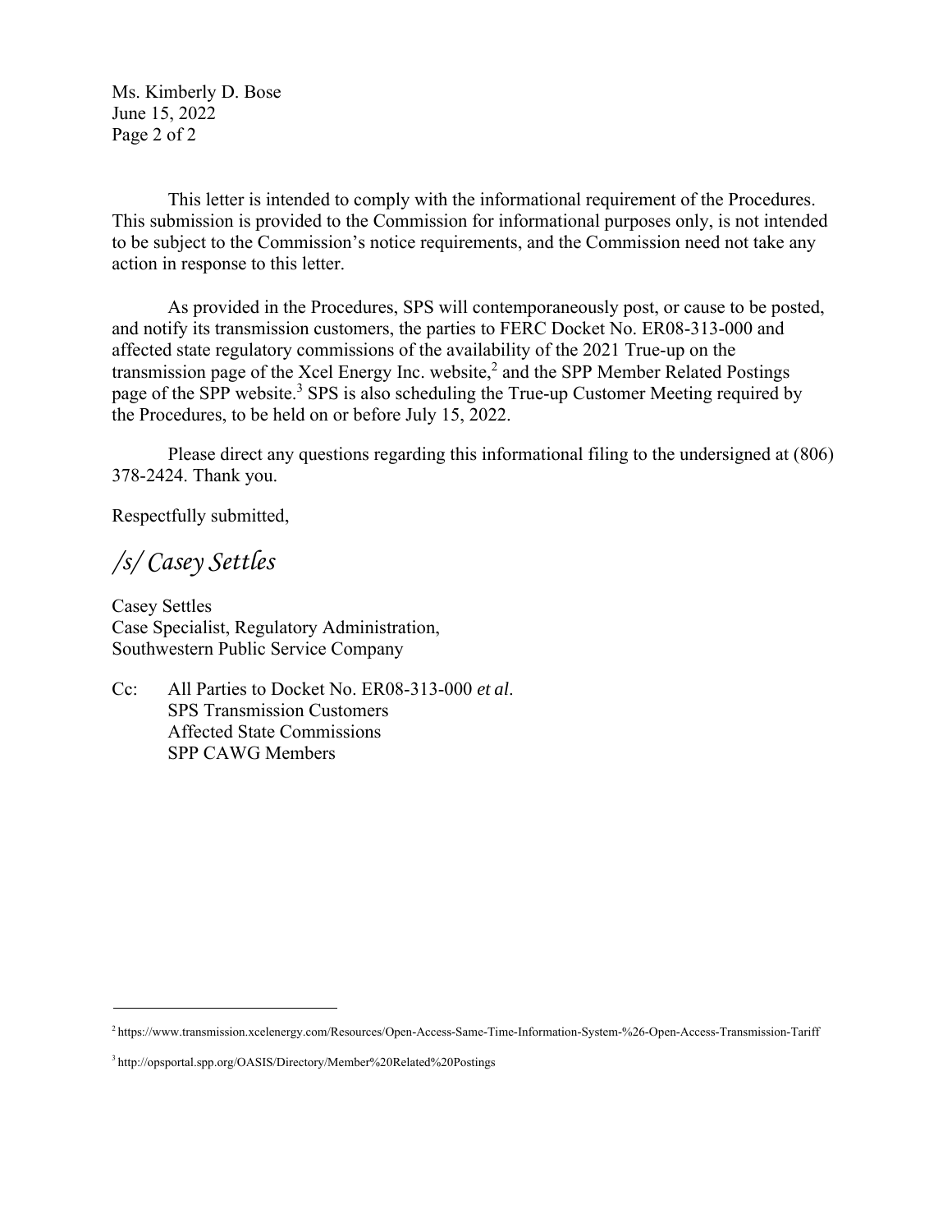This letter is intended to comply with the informational requirement of the Procedures. This submission is provided to the Commission for informational purposes only, is not intended to be subject to the Commission's notice requirements, and the Commission need not take any action in response to this letter.

As provided in the Procedures, SPS will contemporaneously post, or cause to be posted, and notify its transmission customers, the parties to FERC Docket No. ER08-313-000 and affected state regulatory commissions of the availability of the 2021 True-up on the transmission page of the Xcel Energy Inc. website,[2] and the SPP Member Related Postings page of the SPP website.[3] SPS is also scheduling the True-up Customer Meeting required by the Procedures, to be held on or before July 15, 2022.

Please direct any questions regarding this informational filing to the undersigned at (806) 378-2424. Thank you.

Respectfully submitted,

*/s/ Casey Settles*

Casey Settles
Case Specialist, Regulatory Administration,
Southwestern Public Service Company

Cc: All Parties to Docket No. ER08-313-000 *et al*.
SPS Transmission Customers
Affected State Commissions
SPP CAWG Members

---

[2] https://www.transmission.xcelenergy.com/Resources/Open-Access-Same-Time-Information-System-%26-Open-Access-Transmission-Tariff

[3] http://opsportal.spp.org/OASIS/Directory/Member%20Related%20Postings